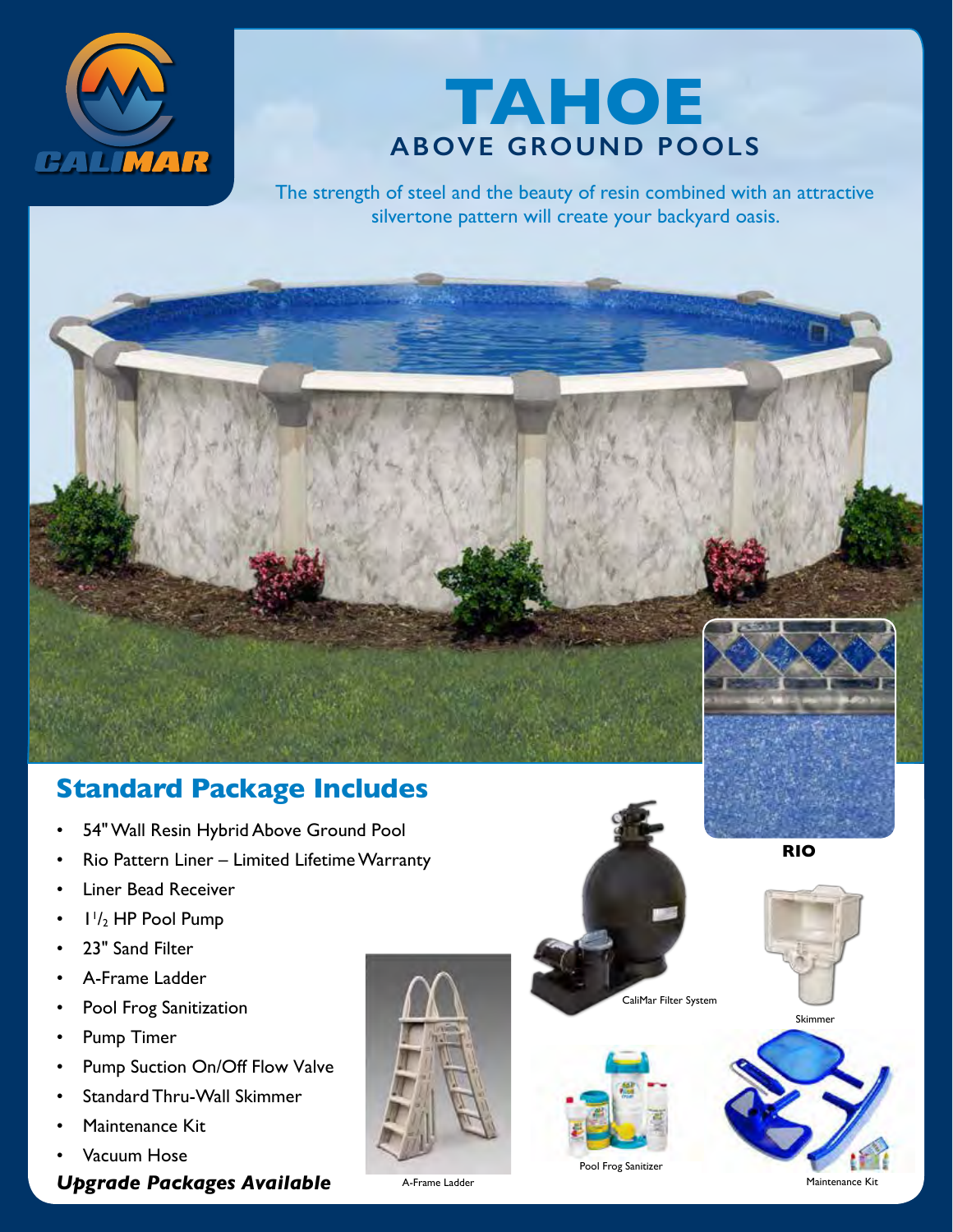CALIMAR

# TAHOE
## ABOVE GROUND POOLS

The strength of steel and the beauty of resin combined with an attractive silvertone pattern will create your backyard oasis.

RIO

## Standard Package Includes

- 54" Wall Resin Hybrid Above Ground Pool
- Rio Pattern Liner – Limited Lifetime Warranty
- Liner Bead Receiver
- 1 1/2 HP Pool Pump
- 23" Sand Filter
- A-Frame Ladder
- Pool Frog Sanitization
- Pump Timer
- Pump Suction On/Off Flow Valve
- Standard Thru-Wall Skimmer
- Maintenance Kit
- Vacuum Hose

***Upgrade Packages Available***

CaliMar Filter System

Skimmer

A-Frame Ladder

Pool Frog Sanitizer

Maintenance Kit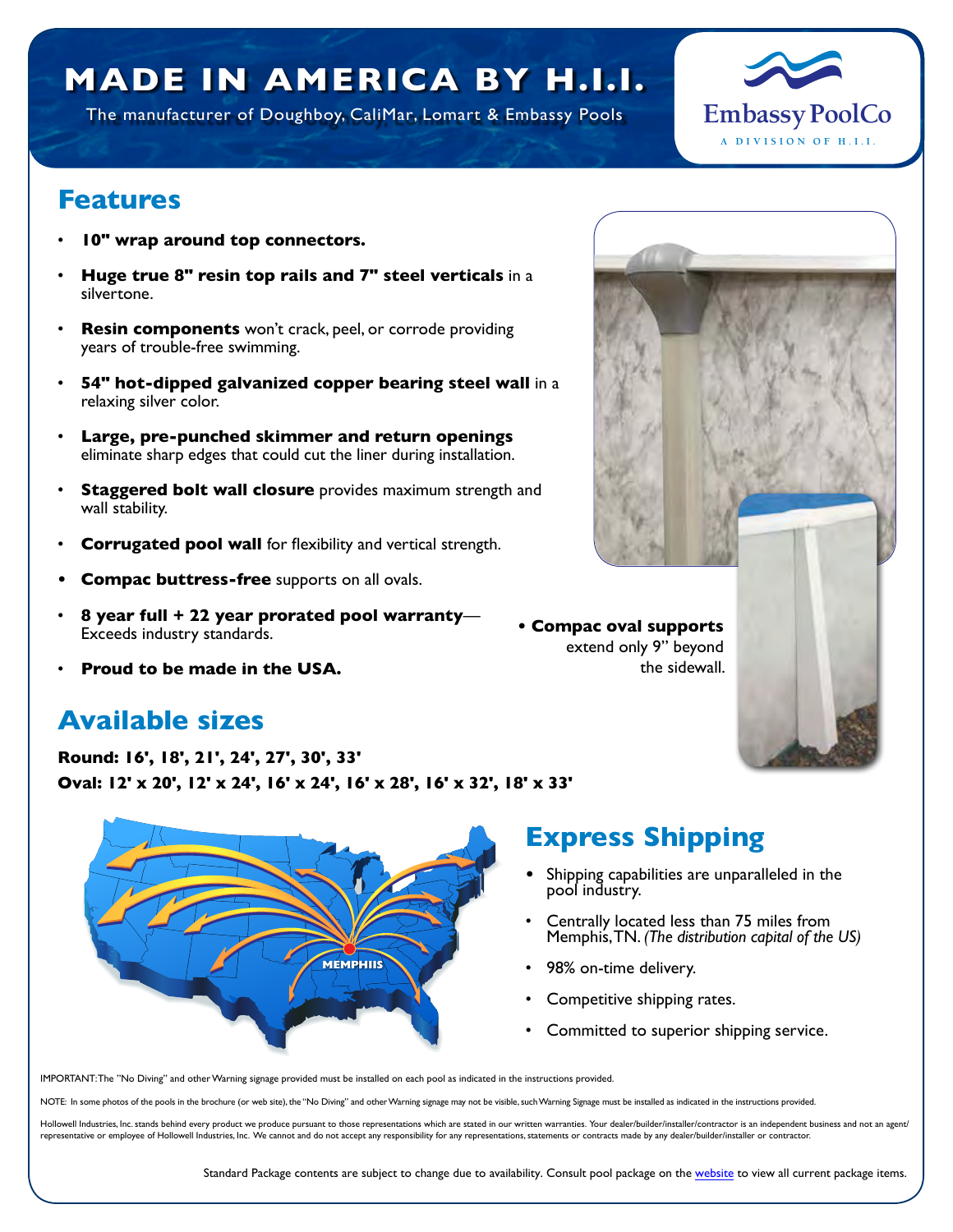# MADE IN AMERICA BY H.I.I.

The manufacturer of Doughboy, CaliMar, Lomart & Embassy Pools

Embassy PoolCo
A DIVISION OF H.I.I.

## Features

- **10" wrap around top connectors.**
- **Huge true 8" resin top rails and 7" steel verticals** in a silvertone.
- **Resin components** won't crack, peel, or corrode providing years of trouble-free swimming.
- **54" hot-dipped galvanized copper bearing steel wall** in a relaxing silver color.
- **Large, pre-punched skimmer and return openings** eliminate sharp edges that could cut the liner during installation.
- **Staggered bolt wall closure** provides maximum strength and wall stability.
- **Corrugated pool wall** for flexibility and vertical strength.
- **Compac buttress-free** supports on all ovals.
- **8 year full + 22 year prorated pool warranty**—Exceeds industry standards.
- **Proud to be made in the USA.**

- **Compac oval supports** extend only 9" beyond the sidewall.

## Available sizes

**Round: 16', 18', 21', 24', 27', 30', 33'**

**Oval: 12' x 20', 12' x 24', 16' x 24', 16' x 28', 16' x 32', 18' x 33'**

MEMPHIIS

## Express Shipping

- Shipping capabilities are unparalleled in the pool industry.
- Centrally located less than 75 miles from Memphis, TN. *(The distribution capital of the US)*
- 98% on-time delivery.
- Competitive shipping rates.
- Committed to superior shipping service.

IMPORTANT: The "No Diving" and other Warning signage provided must be installed on each pool as indicated in the instructions provided.

NOTE: In some photos of the pools in the brochure (or web site), the "No Diving" and other Warning signage may not be visible, such Warning Signage must be installed as indicated in the instructions provided.

Hollowell Industries, Inc. stands behind every product we produce pursuant to those representations which are stated in our written warranties. Your dealer/builder/installer/contractor is an independent business and not an agent/representative or employee of Hollowell Industries, Inc. We cannot and do not accept any responsibility for any representations, statements or contracts made by any dealer/builder/installer or contractor.

Standard Package contents are subject to change due to availability. Consult pool package on the website to view all current package items.